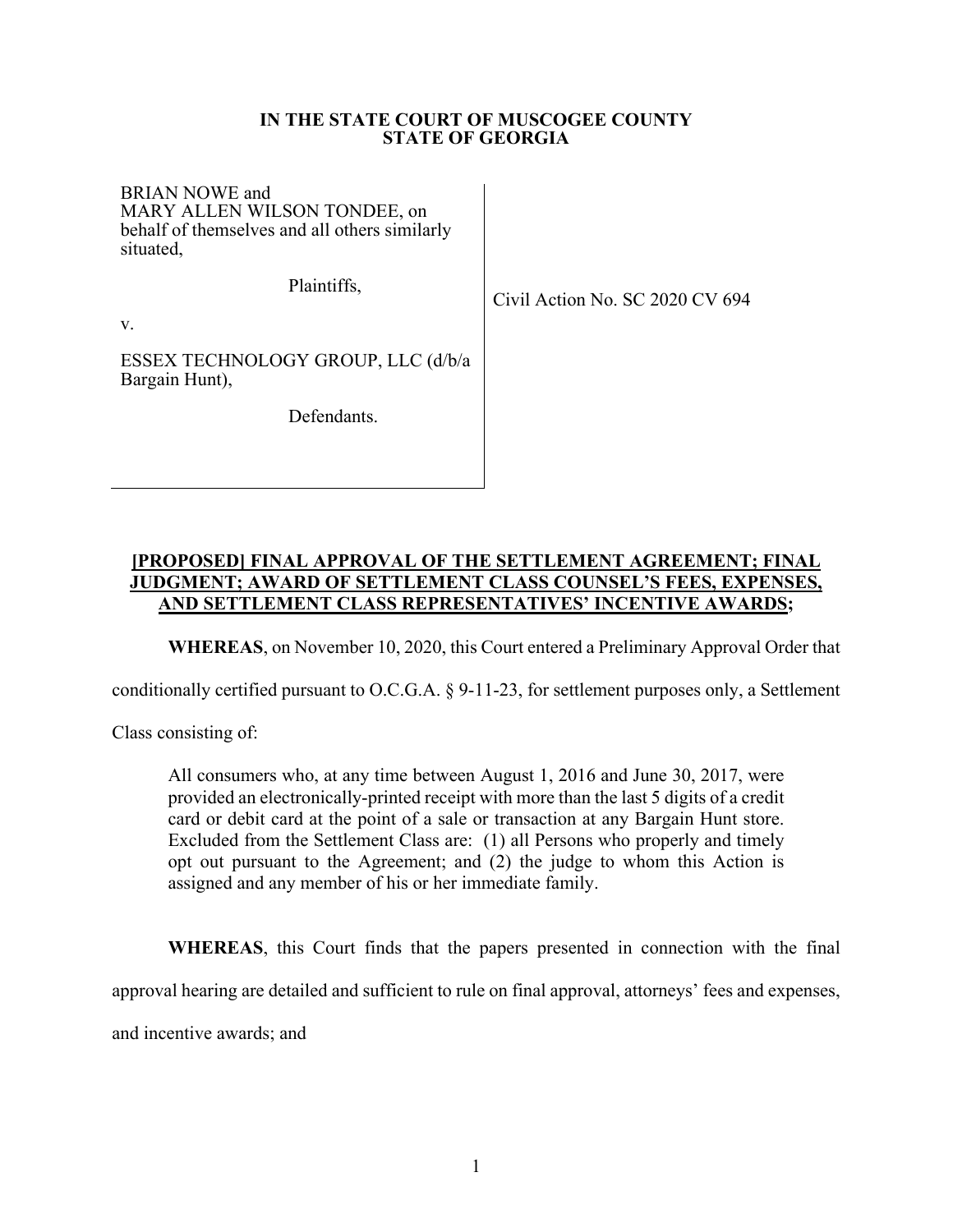**IN THE STATE COURT OF MUSCOGEE COUNTY**
**STATE OF GEORGIA**

| | |
|---|---|
| BRIAN NOWE and MARY ALLEN WILSON TONDEE, on behalf of themselves and all others similarly situated,<br><br>Plaintiffs,<br><br>v.<br><br>ESSEX TECHNOLOGY GROUP, LLC (d/b/a Bargain Hunt),<br><br>Defendants. | Civil Action No. SC 2020 CV 694 |

**[PROPOSED] FINAL APPROVAL OF THE SETTLEMENT AGREEMENT; FINAL JUDGMENT; AWARD OF SETTLEMENT CLASS COUNSEL'S FEES, EXPENSES, AND SETTLEMENT CLASS REPRESENTATIVES' INCENTIVE AWARDS;**

**WHEREAS**, on November 10, 2020, this Court entered a Preliminary Approval Order that conditionally certified pursuant to O.C.G.A. § 9-11-23, for settlement purposes only, a Settlement Class consisting of:

> All consumers who, at any time between August 1, 2016 and June 30, 2017, were provided an electronically-printed receipt with more than the last 5 digits of a credit card or debit card at the point of a sale or transaction at any Bargain Hunt store. Excluded from the Settlement Class are: (1) all Persons who properly and timely opt out pursuant to the Agreement; and (2) the judge to whom this Action is assigned and any member of his or her immediate family.

**WHEREAS**, this Court finds that the papers presented in connection with the final approval hearing are detailed and sufficient to rule on final approval, attorneys' fees and expenses, and incentive awards; and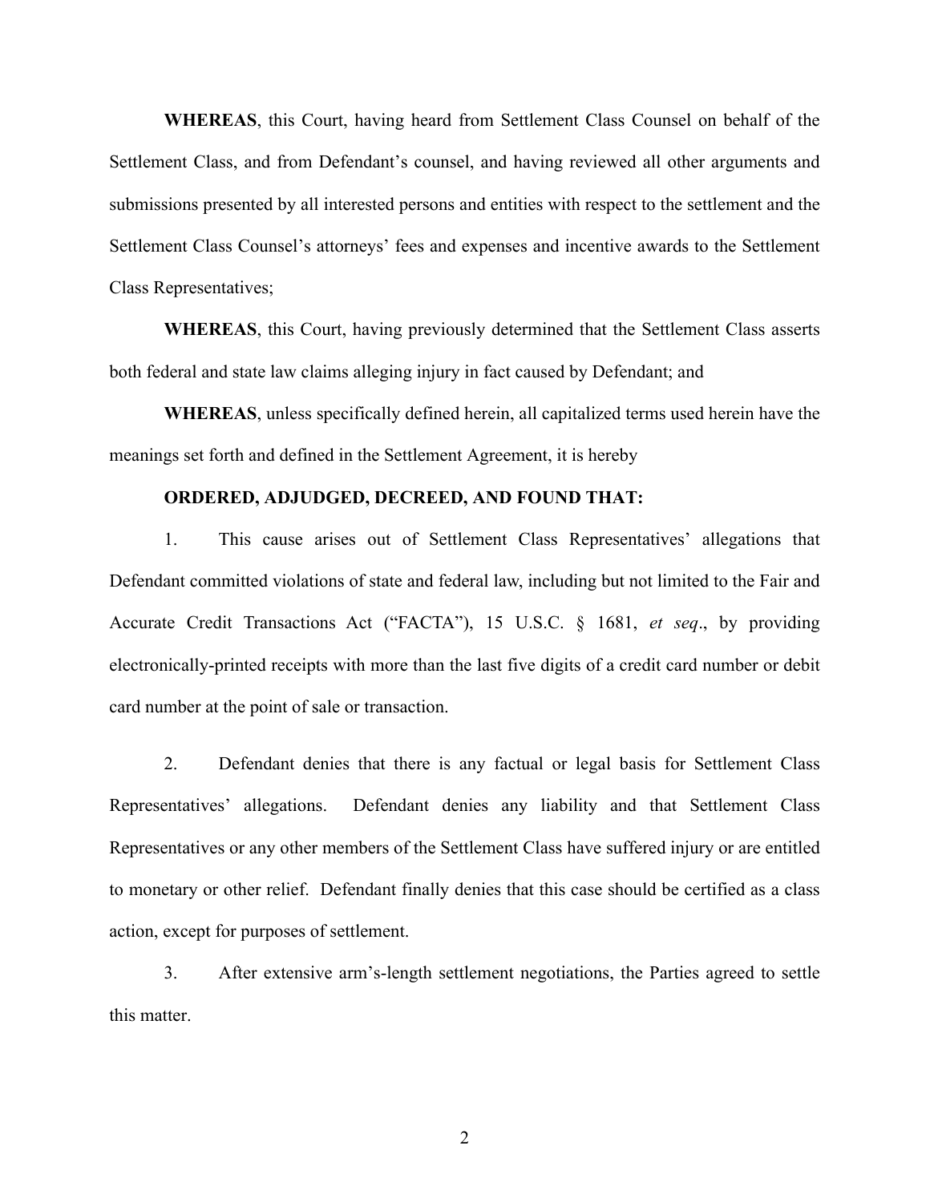**WHEREAS**, this Court, having heard from Settlement Class Counsel on behalf of the Settlement Class, and from Defendant's counsel, and having reviewed all other arguments and submissions presented by all interested persons and entities with respect to the settlement and the Settlement Class Counsel's attorneys' fees and expenses and incentive awards to the Settlement Class Representatives;

**WHEREAS**, this Court, having previously determined that the Settlement Class asserts both federal and state law claims alleging injury in fact caused by Defendant; and

**WHEREAS**, unless specifically defined herein, all capitalized terms used herein have the meanings set forth and defined in the Settlement Agreement, it is hereby

**ORDERED, ADJUDGED, DECREED, AND FOUND THAT:**

1. This cause arises out of Settlement Class Representatives' allegations that Defendant committed violations of state and federal law, including but not limited to the Fair and Accurate Credit Transactions Act ("FACTA"), 15 U.S.C. § 1681, *et seq*., by providing electronically-printed receipts with more than the last five digits of a credit card number or debit card number at the point of sale or transaction.

2. Defendant denies that there is any factual or legal basis for Settlement Class Representatives' allegations. Defendant denies any liability and that Settlement Class Representatives or any other members of the Settlement Class have suffered injury or are entitled to monetary or other relief. Defendant finally denies that this case should be certified as a class action, except for purposes of settlement.

3. After extensive arm's-length settlement negotiations, the Parties agreed to settle this matter.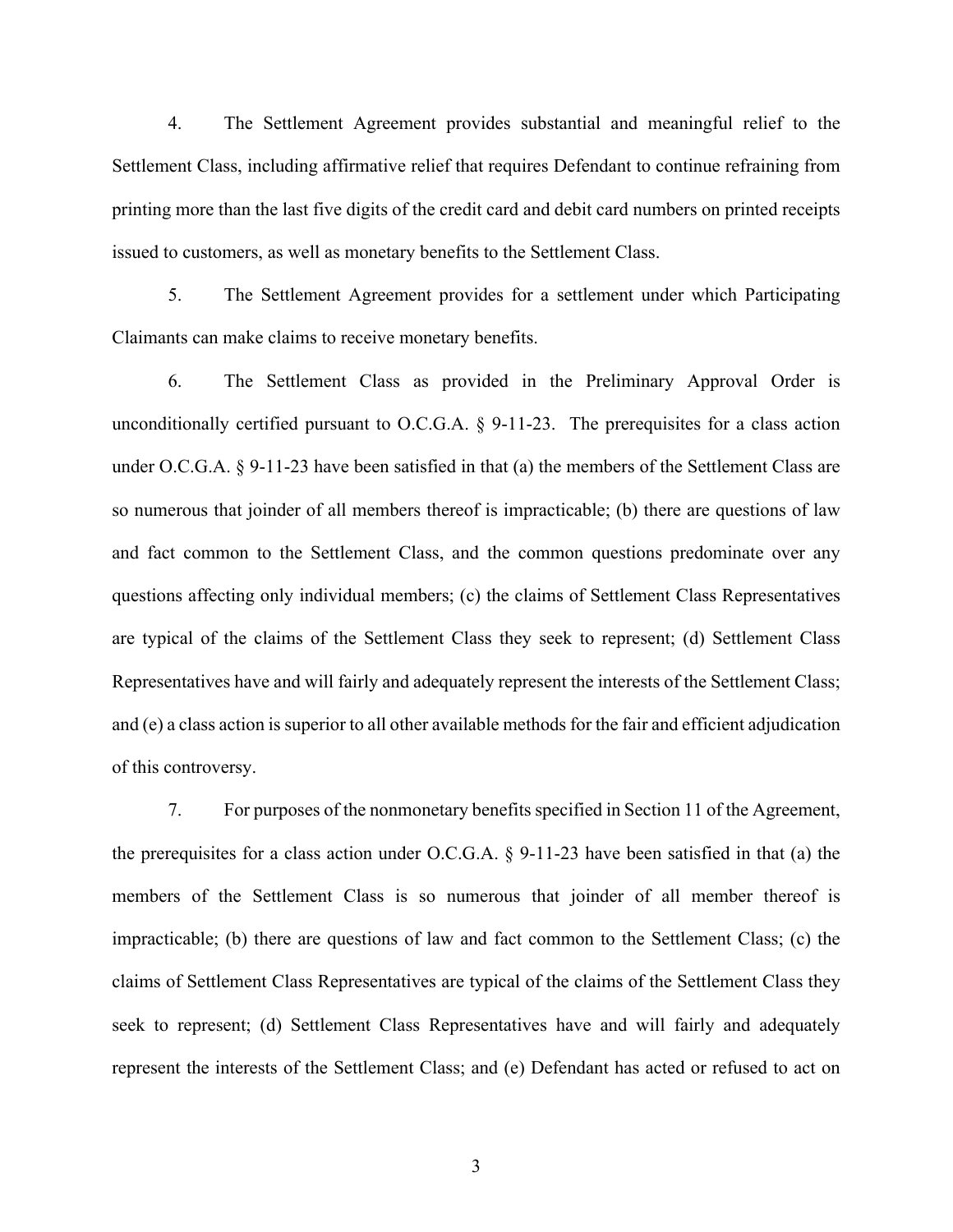4. The Settlement Agreement provides substantial and meaningful relief to the Settlement Class, including affirmative relief that requires Defendant to continue refraining from printing more than the last five digits of the credit card and debit card numbers on printed receipts issued to customers, as well as monetary benefits to the Settlement Class.

5. The Settlement Agreement provides for a settlement under which Participating Claimants can make claims to receive monetary benefits.

6. The Settlement Class as provided in the Preliminary Approval Order is unconditionally certified pursuant to O.C.G.A. § 9-11-23. The prerequisites for a class action under O.C.G.A. § 9-11-23 have been satisfied in that (a) the members of the Settlement Class are so numerous that joinder of all members thereof is impracticable; (b) there are questions of law and fact common to the Settlement Class, and the common questions predominate over any questions affecting only individual members; (c) the claims of Settlement Class Representatives are typical of the claims of the Settlement Class they seek to represent; (d) Settlement Class Representatives have and will fairly and adequately represent the interests of the Settlement Class; and (e) a class action is superior to all other available methods for the fair and efficient adjudication of this controversy.

7. For purposes of the nonmonetary benefits specified in Section 11 of the Agreement, the prerequisites for a class action under O.C.G.A. § 9-11-23 have been satisfied in that (a) the members of the Settlement Class is so numerous that joinder of all member thereof is impracticable; (b) there are questions of law and fact common to the Settlement Class; (c) the claims of Settlement Class Representatives are typical of the claims of the Settlement Class they seek to represent; (d) Settlement Class Representatives have and will fairly and adequately represent the interests of the Settlement Class; and (e) Defendant has acted or refused to act on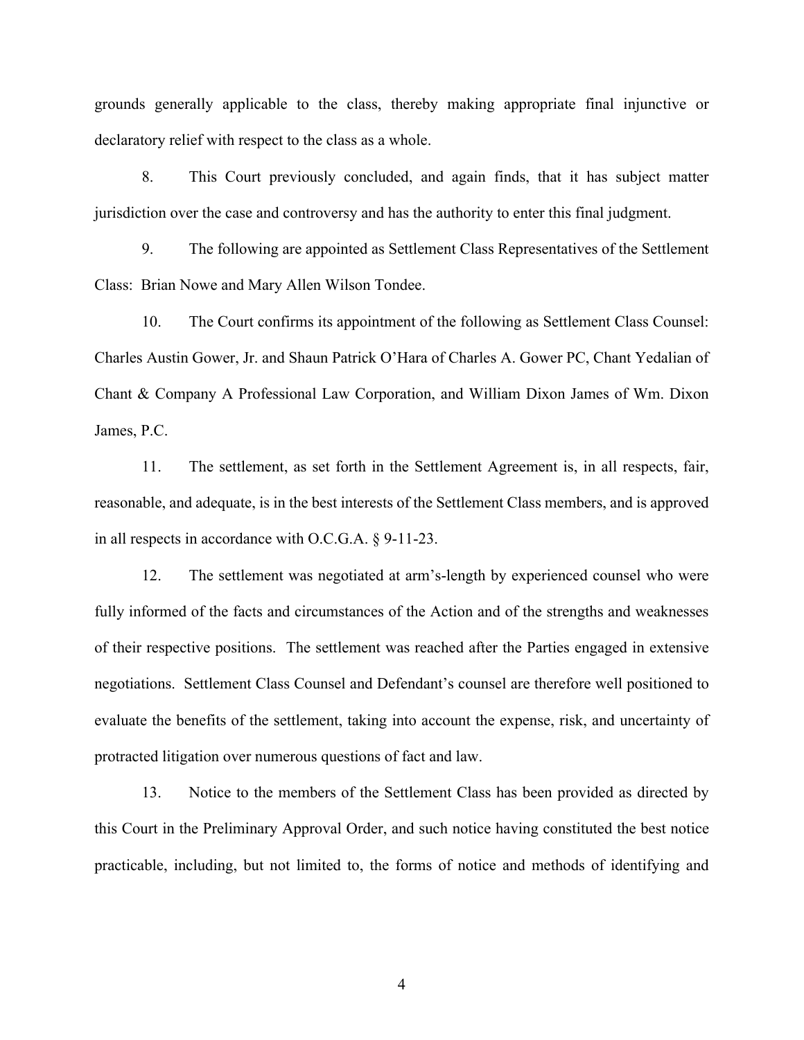grounds generally applicable to the class, thereby making appropriate final injunctive or declaratory relief with respect to the class as a whole.

8. This Court previously concluded, and again finds, that it has subject matter jurisdiction over the case and controversy and has the authority to enter this final judgment.

9. The following are appointed as Settlement Class Representatives of the Settlement Class: Brian Nowe and Mary Allen Wilson Tondee.

10. The Court confirms its appointment of the following as Settlement Class Counsel: Charles Austin Gower, Jr. and Shaun Patrick O'Hara of Charles A. Gower PC, Chant Yedalian of Chant & Company A Professional Law Corporation, and William Dixon James of Wm. Dixon James, P.C.

11. The settlement, as set forth in the Settlement Agreement is, in all respects, fair, reasonable, and adequate, is in the best interests of the Settlement Class members, and is approved in all respects in accordance with O.C.G.A. § 9-11-23.

12. The settlement was negotiated at arm's-length by experienced counsel who were fully informed of the facts and circumstances of the Action and of the strengths and weaknesses of their respective positions. The settlement was reached after the Parties engaged in extensive negotiations. Settlement Class Counsel and Defendant's counsel are therefore well positioned to evaluate the benefits of the settlement, taking into account the expense, risk, and uncertainty of protracted litigation over numerous questions of fact and law.

13. Notice to the members of the Settlement Class has been provided as directed by this Court in the Preliminary Approval Order, and such notice having constituted the best notice practicable, including, but not limited to, the forms of notice and methods of identifying and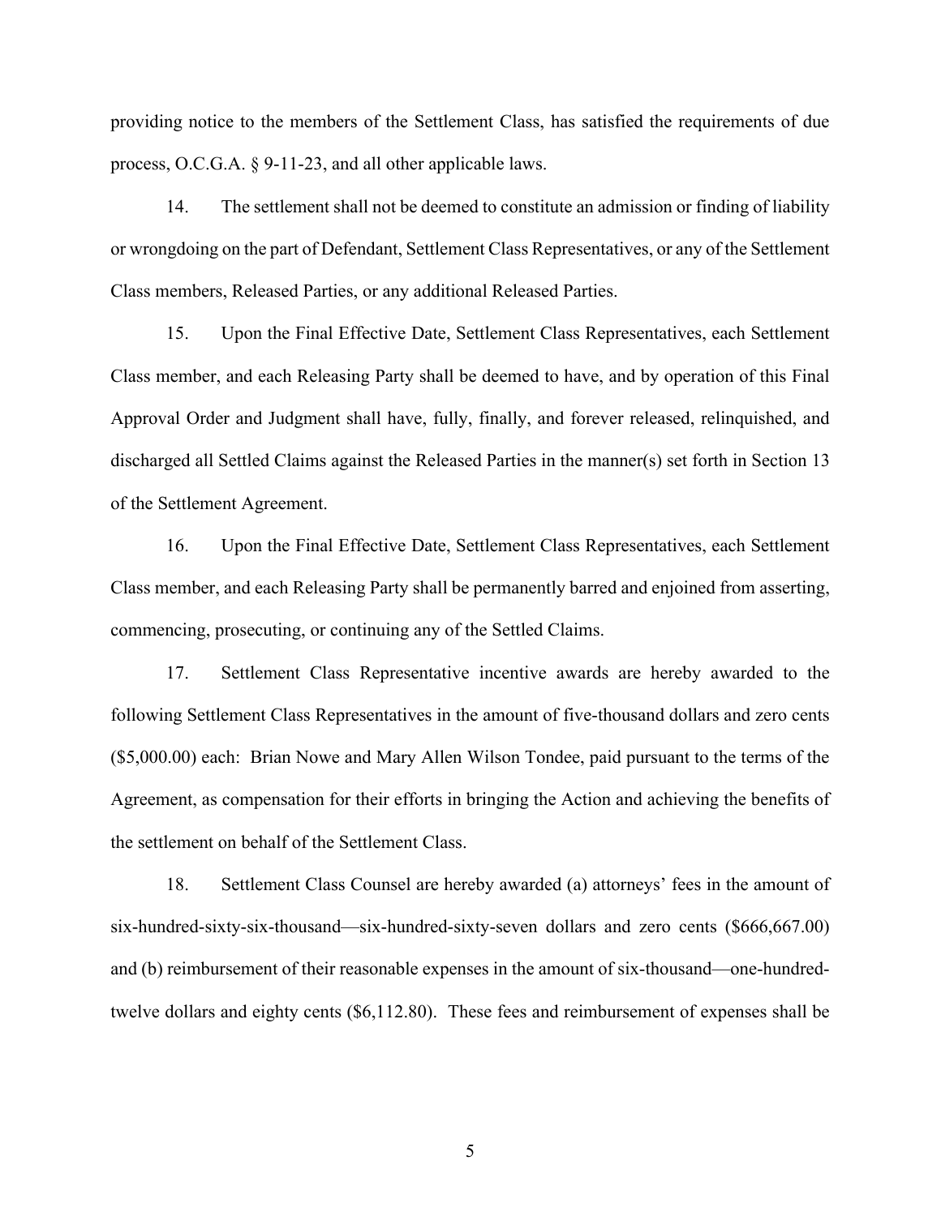providing notice to the members of the Settlement Class, has satisfied the requirements of due process, O.C.G.A. § 9-11-23, and all other applicable laws.

14. The settlement shall not be deemed to constitute an admission or finding of liability or wrongdoing on the part of Defendant, Settlement Class Representatives, or any of the Settlement Class members, Released Parties, or any additional Released Parties.

15. Upon the Final Effective Date, Settlement Class Representatives, each Settlement Class member, and each Releasing Party shall be deemed to have, and by operation of this Final Approval Order and Judgment shall have, fully, finally, and forever released, relinquished, and discharged all Settled Claims against the Released Parties in the manner(s) set forth in Section 13 of the Settlement Agreement.

16. Upon the Final Effective Date, Settlement Class Representatives, each Settlement Class member, and each Releasing Party shall be permanently barred and enjoined from asserting, commencing, prosecuting, or continuing any of the Settled Claims.

17. Settlement Class Representative incentive awards are hereby awarded to the following Settlement Class Representatives in the amount of five-thousand dollars and zero cents ($5,000.00) each: Brian Nowe and Mary Allen Wilson Tondee, paid pursuant to the terms of the Agreement, as compensation for their efforts in bringing the Action and achieving the benefits of the settlement on behalf of the Settlement Class.

18. Settlement Class Counsel are hereby awarded (a) attorneys' fees in the amount of six-hundred-sixty-six-thousand—six-hundred-sixty-seven dollars and zero cents ($666,667.00) and (b) reimbursement of their reasonable expenses in the amount of six-thousand—one-hundred-twelve dollars and eighty cents ($6,112.80). These fees and reimbursement of expenses shall be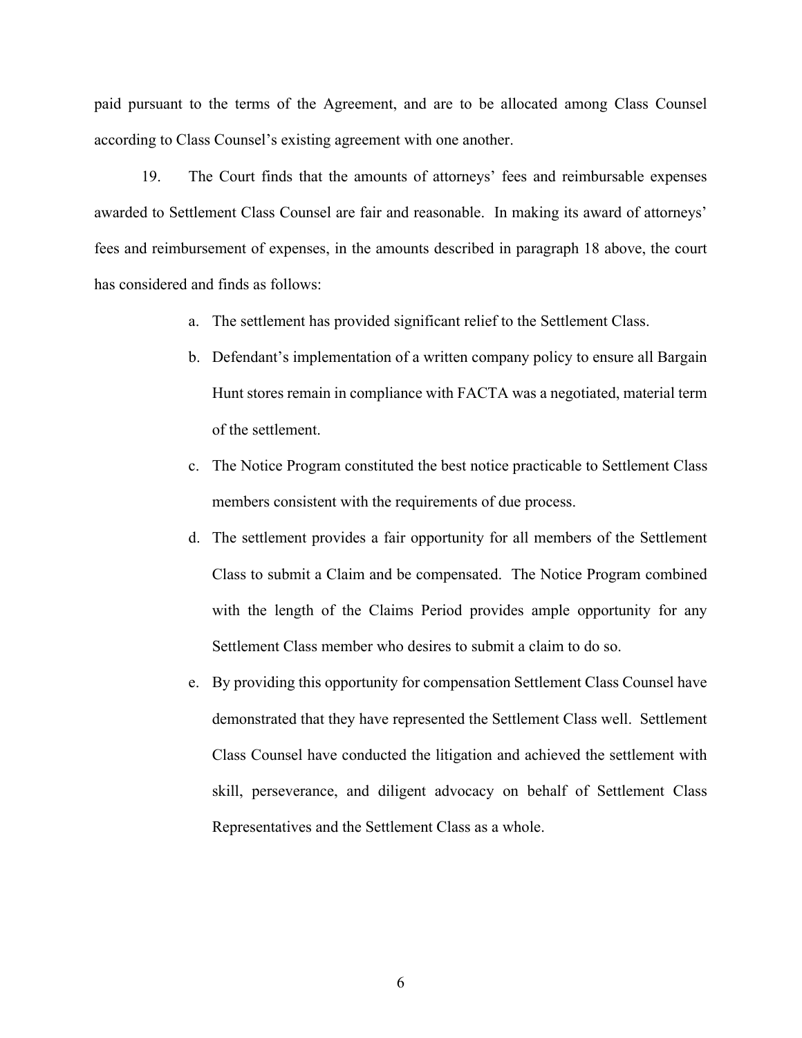paid pursuant to the terms of the Agreement, and are to be allocated among Class Counsel according to Class Counsel's existing agreement with one another.

19. The Court finds that the amounts of attorneys' fees and reimbursable expenses awarded to Settlement Class Counsel are fair and reasonable. In making its award of attorneys' fees and reimbursement of expenses, in the amounts described in paragraph 18 above, the court has considered and finds as follows:

a. The settlement has provided significant relief to the Settlement Class.

b. Defendant's implementation of a written company policy to ensure all Bargain Hunt stores remain in compliance with FACTA was a negotiated, material term of the settlement.

c. The Notice Program constituted the best notice practicable to Settlement Class members consistent with the requirements of due process.

d. The settlement provides a fair opportunity for all members of the Settlement Class to submit a Claim and be compensated. The Notice Program combined with the length of the Claims Period provides ample opportunity for any Settlement Class member who desires to submit a claim to do so.

e. By providing this opportunity for compensation Settlement Class Counsel have demonstrated that they have represented the Settlement Class well. Settlement Class Counsel have conducted the litigation and achieved the settlement with skill, perseverance, and diligent advocacy on behalf of Settlement Class Representatives and the Settlement Class as a whole.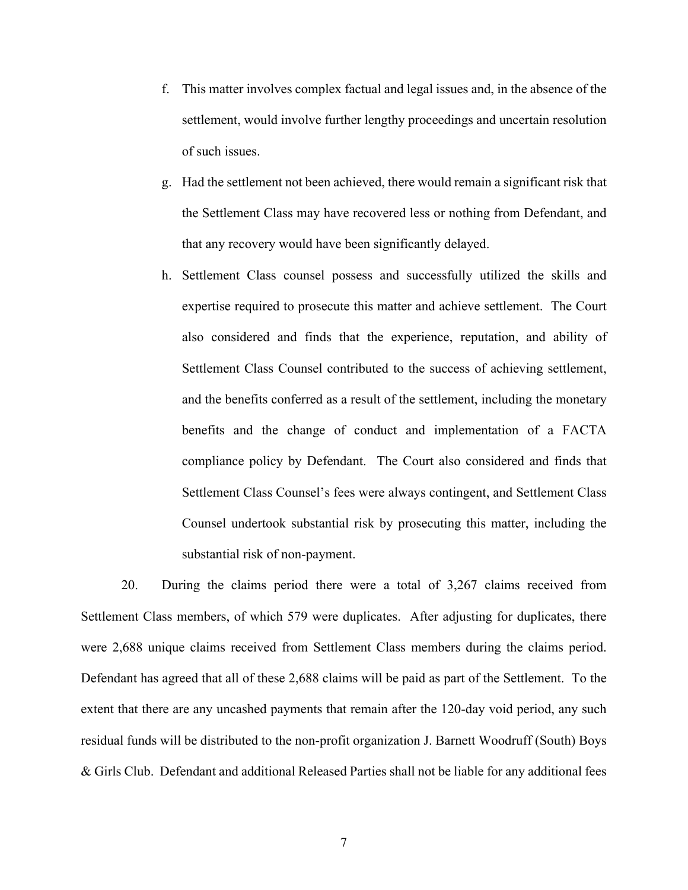f. This matter involves complex factual and legal issues and, in the absence of the settlement, would involve further lengthy proceedings and uncertain resolution of such issues.

g. Had the settlement not been achieved, there would remain a significant risk that the Settlement Class may have recovered less or nothing from Defendant, and that any recovery would have been significantly delayed.

h. Settlement Class counsel possess and successfully utilized the skills and expertise required to prosecute this matter and achieve settlement. The Court also considered and finds that the experience, reputation, and ability of Settlement Class Counsel contributed to the success of achieving settlement, and the benefits conferred as a result of the settlement, including the monetary benefits and the change of conduct and implementation of a FACTA compliance policy by Defendant. The Court also considered and finds that Settlement Class Counsel's fees were always contingent, and Settlement Class Counsel undertook substantial risk by prosecuting this matter, including the substantial risk of non-payment.

20. During the claims period there were a total of 3,267 claims received from Settlement Class members, of which 579 were duplicates. After adjusting for duplicates, there were 2,688 unique claims received from Settlement Class members during the claims period. Defendant has agreed that all of these 2,688 claims will be paid as part of the Settlement. To the extent that there are any uncashed payments that remain after the 120-day void period, any such residual funds will be distributed to the non-profit organization J. Barnett Woodruff (South) Boys & Girls Club. Defendant and additional Released Parties shall not be liable for any additional fees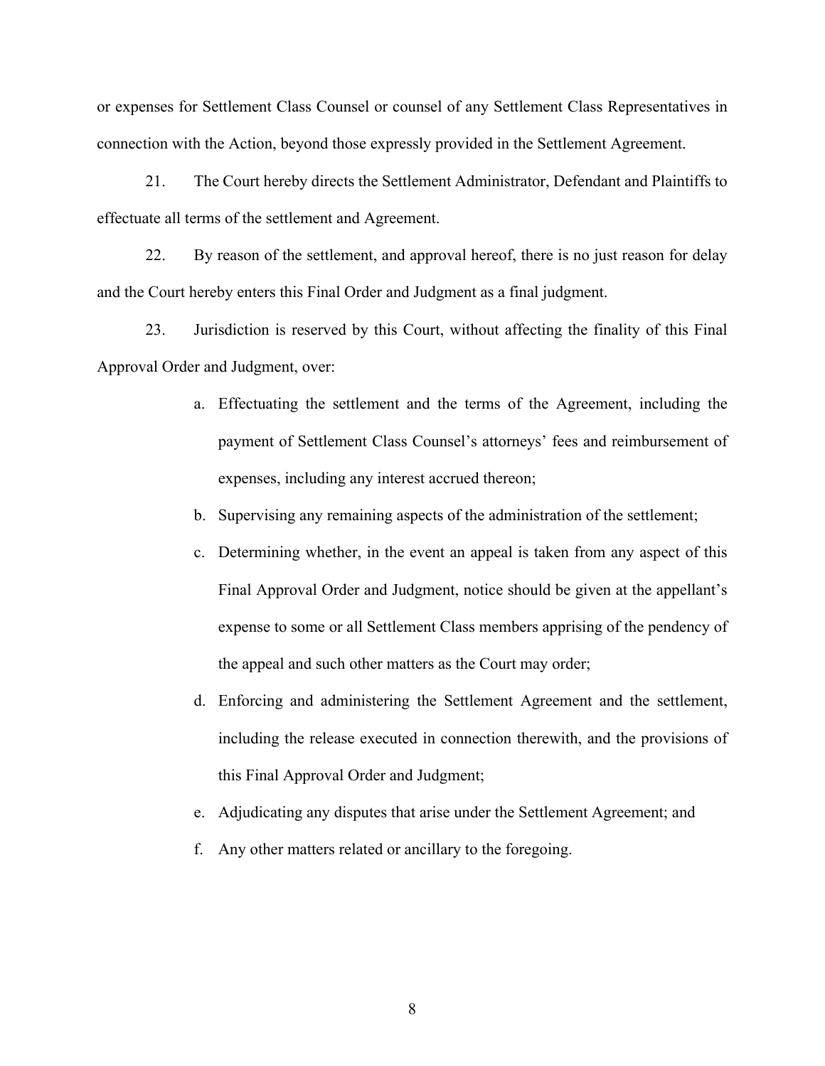or expenses for Settlement Class Counsel or counsel of any Settlement Class Representatives in connection with the Action, beyond those expressly provided in the Settlement Agreement.

21. The Court hereby directs the Settlement Administrator, Defendant and Plaintiffs to effectuate all terms of the settlement and Agreement.

22. By reason of the settlement, and approval hereof, there is no just reason for delay and the Court hereby enters this Final Order and Judgment as a final judgment.

23. Jurisdiction is reserved by this Court, without affecting the finality of this Final Approval Order and Judgment, over:

a. Effectuating the settlement and the terms of the Agreement, including the payment of Settlement Class Counsel's attorneys' fees and reimbursement of expenses, including any interest accrued thereon;

b. Supervising any remaining aspects of the administration of the settlement;

c. Determining whether, in the event an appeal is taken from any aspect of this Final Approval Order and Judgment, notice should be given at the appellant's expense to some or all Settlement Class members apprising of the pendency of the appeal and such other matters as the Court may order;

d. Enforcing and administering the Settlement Agreement and the settlement, including the release executed in connection therewith, and the provisions of this Final Approval Order and Judgment;

e. Adjudicating any disputes that arise under the Settlement Agreement; and

f. Any other matters related or ancillary to the foregoing.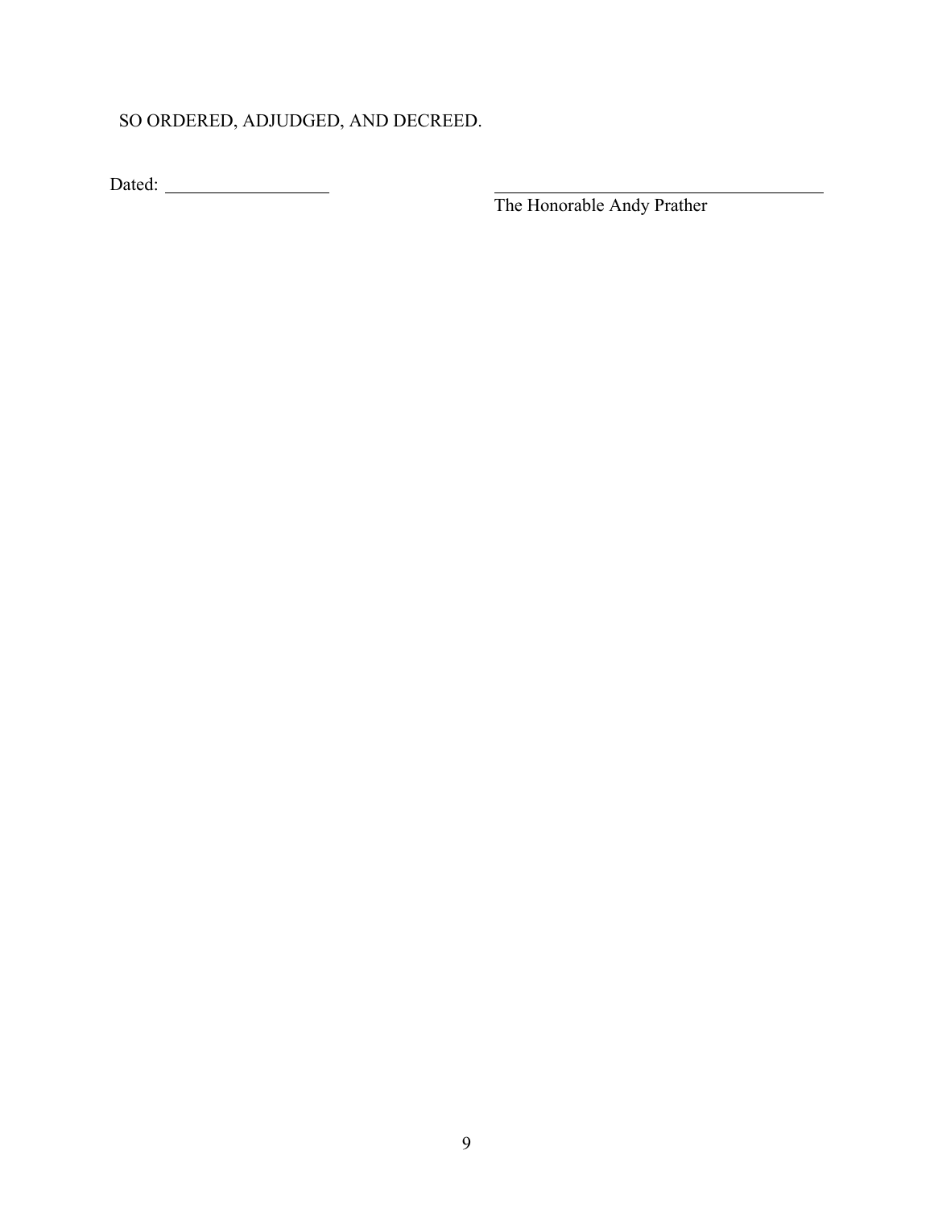SO ORDERED, ADJUDGED, AND DECREED.

Dated: ___________________ _____________________________________

The Honorable Andy Prather